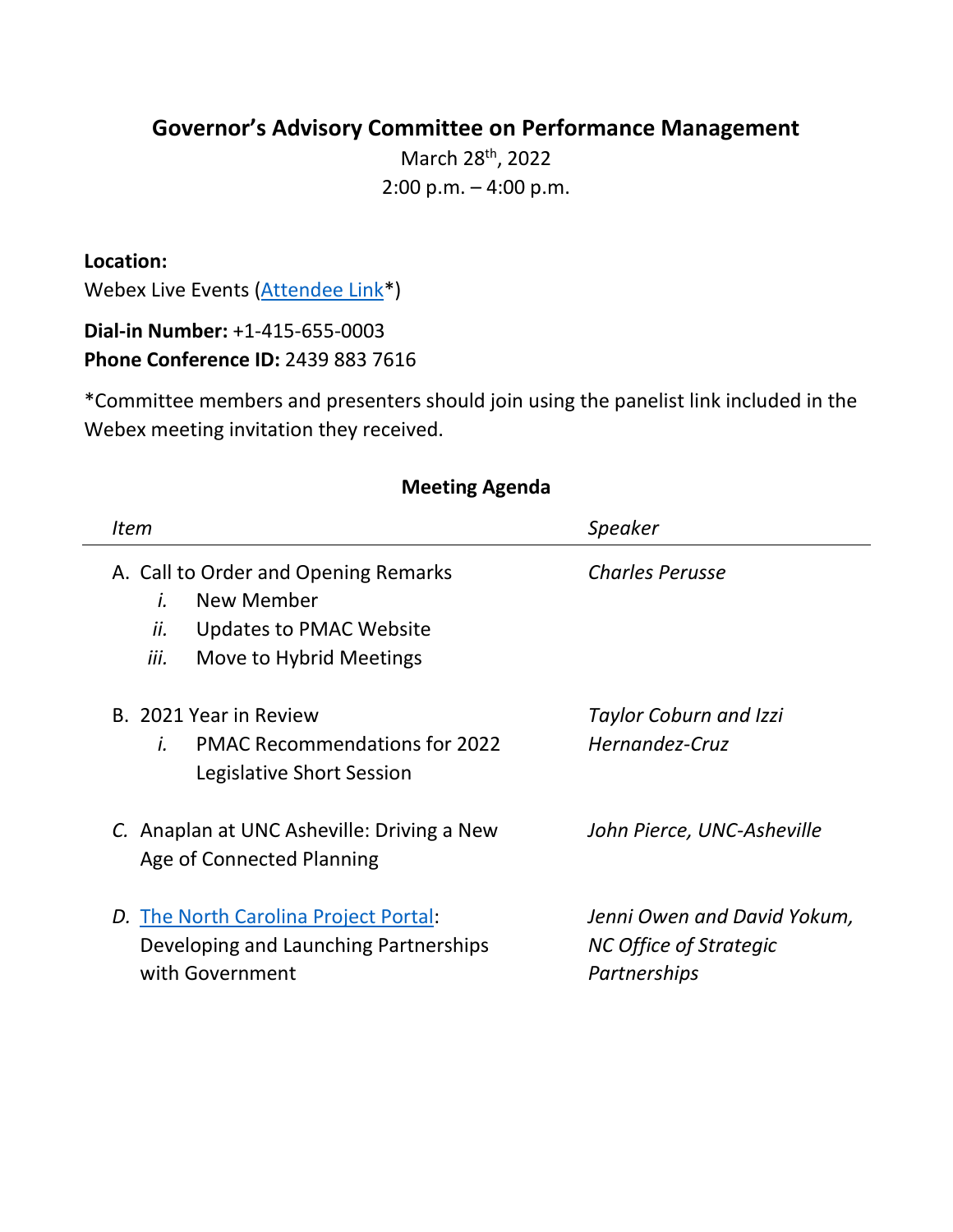# Governor's Advisory Committee on Performance Management

March 28th, 2022

2:00 p.m. – 4:00 p.m.

**Location:**
Webex Live Events (Attendee Link*)

**Dial-in Number:** +1-415-655-0003
**Phone Conference ID:** 2439 883 7616

*Committee members and presenters should join using the panelist link included in the Webex meeting invitation they received.

## Meeting Agenda

| *Item* | *Speaker* |
|---|---|
| A. Call to Order and Opening Remarks<br>*i.* New Member<br>*ii.* Updates to PMAC Website<br>*iii.* Move to Hybrid Meetings | *Charles Perusse* |
| B. 2021 Year in Review<br>*i.* PMAC Recommendations for 2022 Legislative Short Session | *Taylor Coburn and Izzi Hernandez-Cruz* |
| *C.* Anaplan at UNC Asheville: Driving a New Age of Connected Planning | *John Pierce, UNC-Asheville* |
| *D.* The North Carolina Project Portal: Developing and Launching Partnerships with Government | *Jenni Owen and David Yokum, NC Office of Strategic Partnerships* |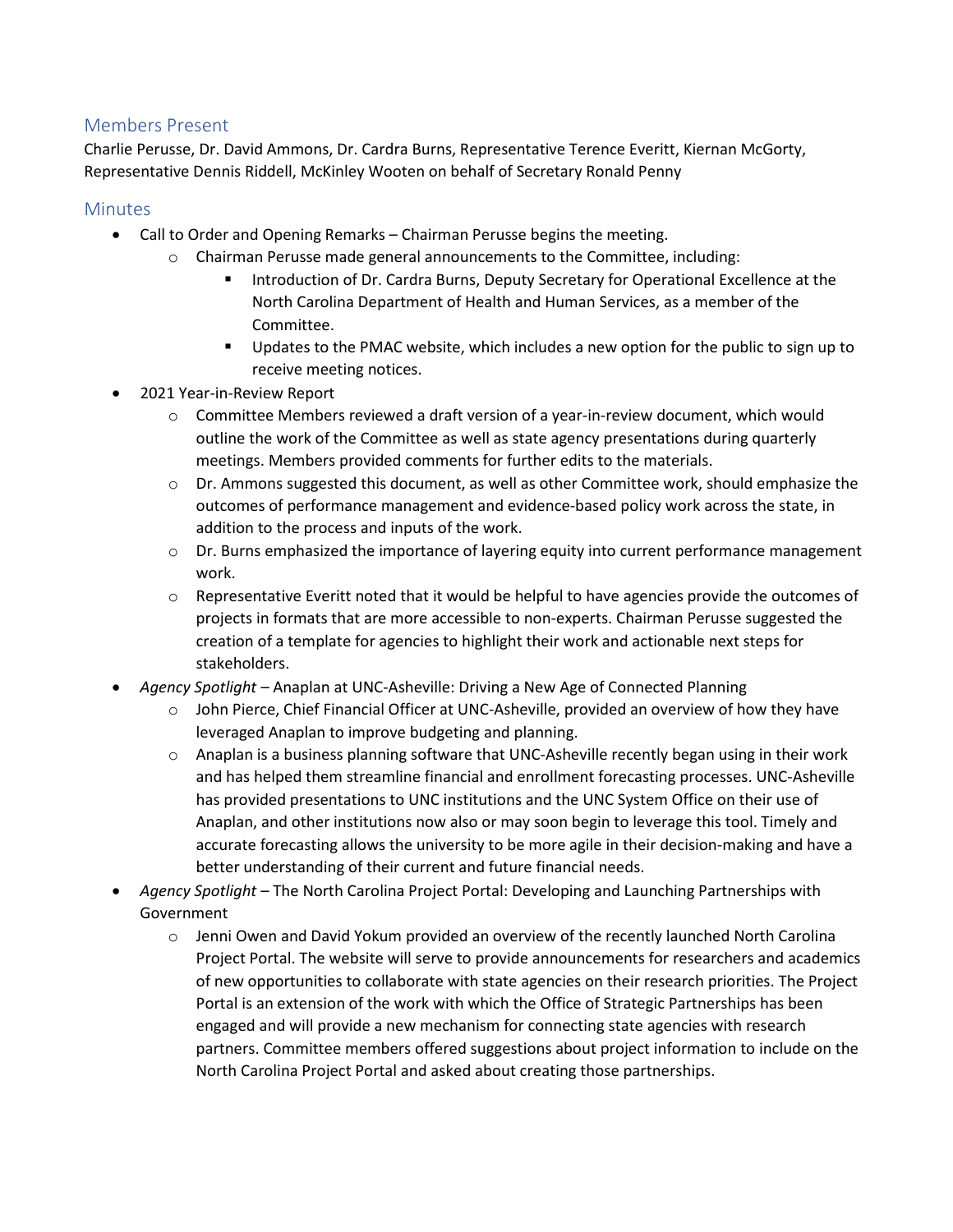## Members Present

Charlie Perusse, Dr. David Ammons, Dr. Cardra Burns, Representative Terence Everitt, Kiernan McGorty, Representative Dennis Riddell, McKinley Wooten on behalf of Secretary Ronald Penny

## Minutes

- Call to Order and Opening Remarks – Chairman Perusse begins the meeting.
  - Chairman Perusse made general announcements to the Committee, including:
    - Introduction of Dr. Cardra Burns, Deputy Secretary for Operational Excellence at the North Carolina Department of Health and Human Services, as a member of the Committee.
    - Updates to the PMAC website, which includes a new option for the public to sign up to receive meeting notices.
- 2021 Year-in-Review Report
  - Committee Members reviewed a draft version of a year-in-review document, which would outline the work of the Committee as well as state agency presentations during quarterly meetings. Members provided comments for further edits to the materials.
  - Dr. Ammons suggested this document, as well as other Committee work, should emphasize the outcomes of performance management and evidence-based policy work across the state, in addition to the process and inputs of the work.
  - Dr. Burns emphasized the importance of layering equity into current performance management work.
  - Representative Everitt noted that it would be helpful to have agencies provide the outcomes of projects in formats that are more accessible to non-experts. Chairman Perusse suggested the creation of a template for agencies to highlight their work and actionable next steps for stakeholders.
- *Agency Spotlight* – Anaplan at UNC-Asheville: Driving a New Age of Connected Planning
  - John Pierce, Chief Financial Officer at UNC-Asheville, provided an overview of how they have leveraged Anaplan to improve budgeting and planning.
  - Anaplan is a business planning software that UNC-Asheville recently began using in their work and has helped them streamline financial and enrollment forecasting processes. UNC-Asheville has provided presentations to UNC institutions and the UNC System Office on their use of Anaplan, and other institutions now also or may soon begin to leverage this tool. Timely and accurate forecasting allows the university to be more agile in their decision-making and have a better understanding of their current and future financial needs.
- *Agency Spotlight* – The North Carolina Project Portal: Developing and Launching Partnerships with Government
  - Jenni Owen and David Yokum provided an overview of the recently launched North Carolina Project Portal. The website will serve to provide announcements for researchers and academics of new opportunities to collaborate with state agencies on their research priorities. The Project Portal is an extension of the work with which the Office of Strategic Partnerships has been engaged and will provide a new mechanism for connecting state agencies with research partners. Committee members offered suggestions about project information to include on the North Carolina Project Portal and asked about creating those partnerships.